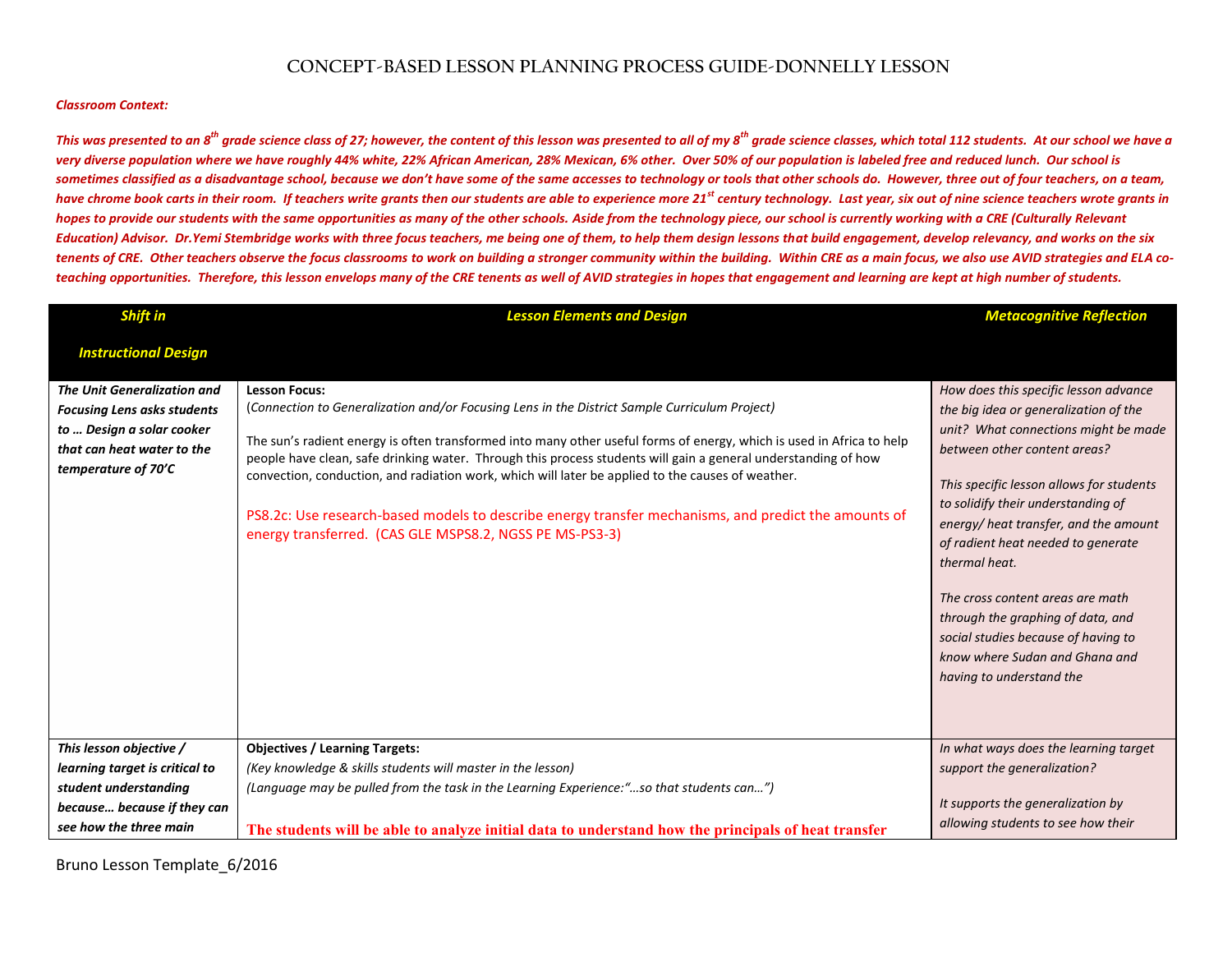# CONCEPT-BASED LESSON PLANNING PROCESS GUIDE-DONNELLY LESSON

***Classroom Context:***

***This was presented to an 8th grade science class of 27; however, the content of this lesson was presented to all of my 8th grade science classes, which total 112 students. At our school we have a very diverse population where we have roughly 44% white, 22% African American, 28% Mexican, 6% other. Over 50% of our population is labeled free and reduced lunch. Our school is sometimes classified as a disadvantage school, because we don't have some of the same accesses to technology or tools that other schools do. However, three out of four teachers, on a team, have chrome book carts in their room. If teachers write grants then our students are able to experience more 21st century technology. Last year, six out of nine science teachers wrote grants in hopes to provide our students with the same opportunities as many of the other schools. Aside from the technology piece, our school is currently working with a CRE (Culturally Relevant Education) Advisor. Dr.Yemi Stembridge works with three focus teachers, me being one of them, to help them design lessons that build engagement, develop relevancy, and works on the six tenets of CRE. Other teachers observe the focus classrooms to work on building a stronger community within the building. Within CRE as a main focus, we also use AVID strategies and ELA co-teaching opportunities. Therefore, this lesson envelops many of the CRE tenents as well of AVID strategies in hopes that engagement and learning are kept at high number of students.***

| *Shift in Instructional Design* | *Lesson Elements and Design* | *Metacognitive Reflection* |
|---|---|---|
| ***The Unit Generalization and Focusing Lens asks students to … Design a solar cooker that can heat water to the temperature of 70'C*** | **Lesson Focus:**<br>(*Connection to Generalization and/or Focusing Lens in the District Sample Curriculum Project)*<br><br>The sun's radient energy is often transformed into many other useful forms of energy, which is used in Africa to help people have clean, safe drinking water. Through this process students will gain a general understanding of how convection, conduction, and radiation work, which will later be applied to the causes of weather.<br><br>PS8.2c: Use research-based models to describe energy transfer mechanisms, and predict the amounts of energy transferred. (CAS GLE MSPS8.2, NGSS PE MS-PS3-3) | *How does this specific lesson advance the big idea or generalization of the unit? What connections might be made between other content areas?*<br><br>*This specific lesson allows for students to solidify their understanding of energy/ heat transfer, and the amount of radient heat needed to generate thermal heat.*<br><br>*The cross content areas are math through the graphing of data, and social studies because of having to know where Sudan and Ghana and having to understand the* |
| ***This lesson objective / learning target is critical to student understanding because… because if they can see how the three main*** | **Objectives / Learning Targets:**<br>*(Key knowledge & skills students will master in the lesson)*<br>*(Language may be pulled from the task in the Learning Experience:"…so that students can…")*<br><br>**The students will be able to analyze initial data to understand how the principals of heat transfer** | *In what ways does the learning target support the generalization?*<br><br>*It supports the generalization by allowing students to see how their* |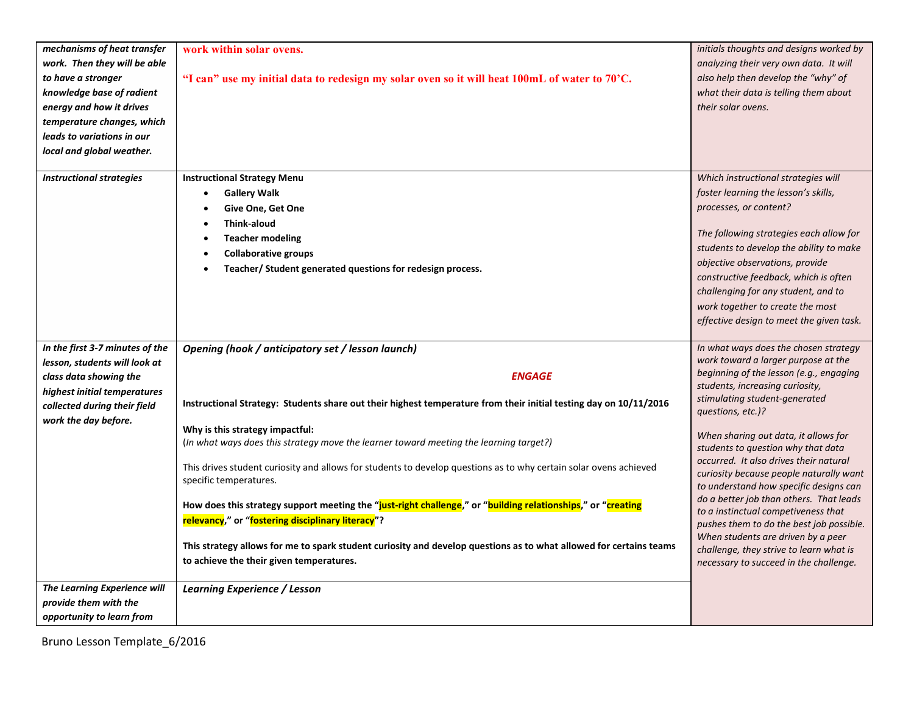| | | |
|---|---|---|
| ***mechanisms of heat transfer work. Then they will be able to have a stronger knowledge base of radient energy and how it drives temperature changes, which leads to variations in our local and global weather.*** | **work within solar ovens.**<br><br>**"I can" use my initial data to redesign my solar oven so it will heat 100mL of water to 70'C.** | *initials thoughts and designs worked by analyzing their very own data. It will also help then develop the "why" of what their data is telling them about their solar ovens.* |
| ***Instructional strategies*** | **Instructional Strategy Menu**<br>• **Gallery Walk**<br>• **Give One, Get One**<br>• **Think-aloud**<br>• **Teacher modeling**<br>• **Collaborative groups**<br>• **Teacher/ Student generated questions for redesign process.** | *Which instructional strategies will foster learning the lesson's skills, processes, or content?*<br><br>*The following strategies each allow for students to develop the ability to make objective observations, provide constructive feedback, which is often challenging for any student, and to work together to create the most effective design to meet the given task.* |
| ***In the first 3-7 minutes of the lesson, students will look at class data showing the highest initial temperatures collected during their field work the day before.*** | ***Opening (hook / anticipatory set / lesson launch)***<br><br>***ENGAGE***<br><br>**Instructional Strategy: Students share out their highest temperature from their initial testing day on 10/11/2016**<br><br>**Why is this strategy impactful:**<br>(*In what ways does this strategy move the learner toward meeting the learning target?)*<br><br>This drives student curiosity and allows for students to develop questions as to why certain solar ovens achieved specific temperatures.<br><br>**How does this strategy support meeting the "just-right challenge," or "building relationships," or "creating relevancy," or "fostering disciplinary literacy"?**<br><br>**This strategy allows for me to spark student curiosity and develop questions as to what allowed for certains teams to achieve the their given temperatures.** | *In what ways does the chosen strategy work toward a larger purpose at the beginning of the lesson (e.g., engaging students, increasing curiosity, stimulating student-generated questions, etc.)?*<br><br>*When sharing out data, it allows for students to question why that data occurred. It also drives their natural curiosity because people naturally want to understand how specific designs can do a better job than others. That leads to a instinctual competiveness that pushes them to do the best job possible. When students are driven by a peer challenge, they strive to learn what is necessary to succeed in the challenge.* |
| ***The Learning Experience will provide them with the opportunity to learn from*** | ***Learning Experience / Lesson*** | |

Bruno Lesson Template_6/2016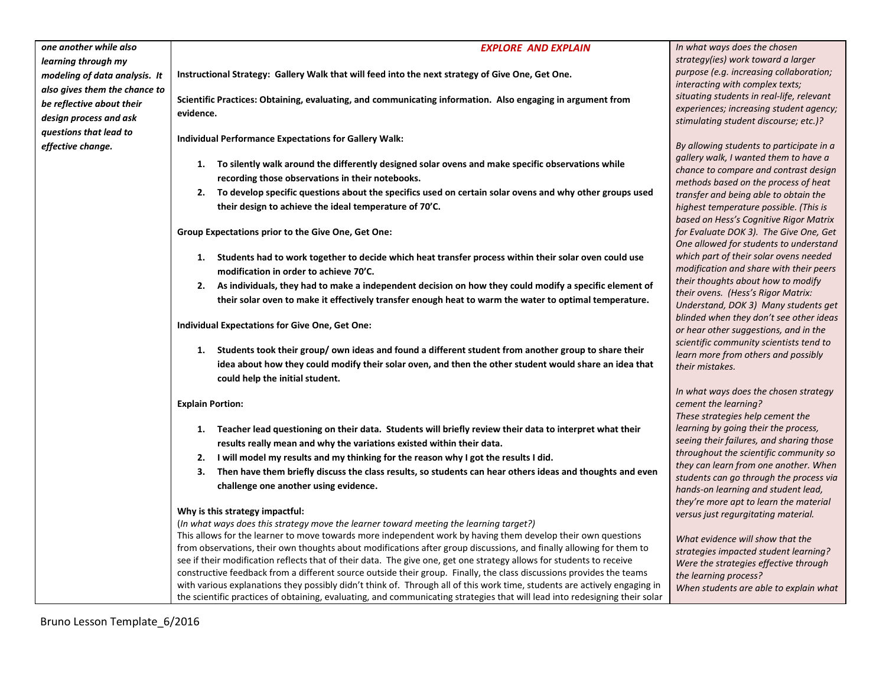| | | |
|---|---|---|
| ***one another while also learning through my modeling of data analysis. It also gives them the chance to be reflective about their design process and ask questions that lead to effective change.*** | ***EXPLORE AND EXPLAIN***<br><br>**Instructional Strategy: Gallery Walk that will feed into the next strategy of Give One, Get One.**<br><br>**Scientific Practices: Obtaining, evaluating, and communicating information. Also engaging in argument from evidence.**<br><br>**Individual Performance Expectations for Gallery Walk:**<br><br>1. **To silently walk around the differently designed solar ovens and make specific observations while recording those observations in their notebooks.**<br>2. **To develop specific questions about the specifics used on certain solar ovens and why other groups used their design to achieve the ideal temperature of 70'C.**<br><br>**Group Expectations prior to the Give One, Get One:**<br><br>1. **Students had to work together to decide which heat transfer process within their solar oven could use modification in order to achieve 70'C.**<br>2. **As individuals, they had to make a independent decision on how they could modify a specific element of their solar oven to make it effectively transfer enough heat to warm the water to optimal temperature.**<br><br>**Individual Expectations for Give One, Get One:**<br><br>1. **Students took their group/ own ideas and found a different student from another group to share their idea about how they could modify their solar oven, and then the other student would share an idea that could help the initial student.**<br><br>**Explain Portion:**<br><br>1. **Teacher lead questioning on their data. Students will briefly review their data to interpret what their results really mean and why the variations existed within their data.**<br>2. **I will model my results and my thinking for the reason why I got the results I did.**<br>3. **Then have them briefly discuss the class results, so students can hear others ideas and thoughts and even challenge one another using evidence.**<br><br>**Why is this strategy impactful:**<br>(*In what ways does this strategy move the learner toward meeting the learning target?)*<br>This allows for the learner to move towards more independent work by having them develop their own questions from observations, their own thoughts about modifications after group discussions, and finally allowing for them to see if their modification reflects that of their data. The give one, get one strategy allows for students to receive constructive feedback from a different source outside their group. Finally, the class discussions provides the teams with various explanations they possibly didn't think of. Through all of this work time, students are actively engaging in the scientific practices of obtaining, evaluating, and communicating strategies that will lead into redesigning their solar | *In what ways does the chosen strategy(ies) work toward a larger purpose (e.g. increasing collaboration; interacting with complex texts; situating students in real-life, relevant experiences; increasing student agency; stimulating student discourse; etc.)?*<br><br>*By allowing students to participate in a gallery walk, I wanted them to have a chance to compare and contrast design methods based on the process of heat transfer and being able to obtain the highest temperature possible. (This is based on Hess's Cognitive Rigor Matrix for Evaluate DOK 3). The Give One, Get One allowed for students to understand which part of their solar ovens needed modification and share with their peers their thoughts about how to modify their ovens. (Hess's Rigor Matrix: Understand, DOK 3) Many students get blinded when they don't see other ideas or hear other suggestions, and in the scientific community scientists tend to learn more from others and possibly their mistakes.*<br><br>*In what ways does the chosen strategy cement the learning?*<br>*These strategies help cement the learning by going their the process, seeing their failures, and sharing those throughout the scientific community so they can learn from one another. When students can go through the process via hands-on learning and student lead, they're more apt to learn the material versus just regurgitating material.*<br><br>*What evidence will show that the strategies impacted student learning? Were the strategies effective through the learning process?*<br>*When students are able to explain what* |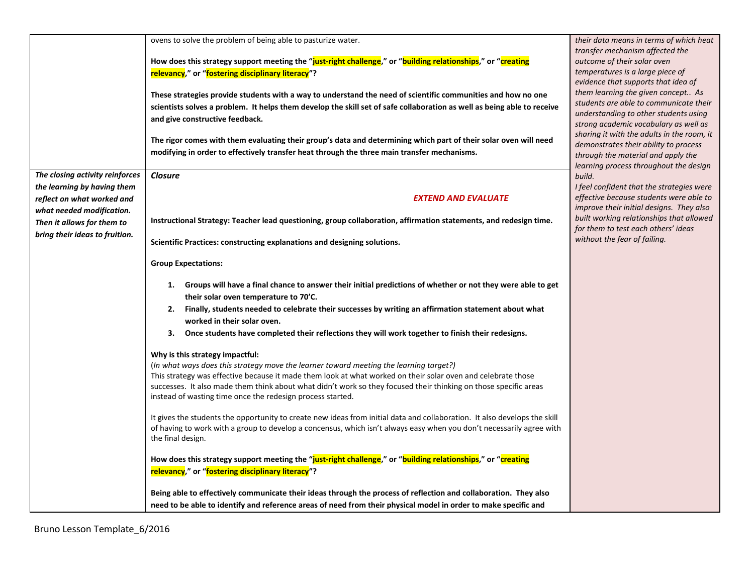| | | |
|---|---|---|
| | ovens to solve the problem of being able to pasturize water.<br><br>**How does this strategy support meeting the "just-right challenge," or "building relationships," or "creating relevancy," or "fostering disciplinary literacy"?**<br><br>**These strategies provide students with a way to understand the need of scientific communities and how no one scientists solves a problem. It helps them develop the skill set of safe collaboration as well as being able to receive and give constructive feedback.**<br><br>**The rigor comes with them evaluating their group's data and determining which part of their solar oven will need modifying in order to effectively transfer heat through the three main transfer mechanisms.** | *their data means in terms of which heat transfer mechanism affected the outcome of their solar oven temperatures is a large piece of evidence that supports that idea of them learning the given concept.. As students are able to communicate their understanding to other students using strong academic vocabulary as well as sharing it with the adults in the room, it demonstrates their ability to process through the material and apply the learning process throughout the design build.*<br>*I feel confident that the strategies were effective because students were able to improve their initial designs. They also built working relationships that allowed for them to test each others' ideas without the fear of failing.* |
| ***The closing activity reinforces the learning by having them reflect on what worked and what needed modification. Then it allows for them to bring their ideas to fruition.*** | ***Closure***<br><br>***EXTEND AND EVALUATE***<br><br>**Instructional Strategy: Teacher lead questioning, group collaboration, affirmation statements, and redesign time.**<br><br>**Scientific Practices: constructing explanations and designing solutions.**<br><br>**Group Expectations:**<br><br>**1. Groups will have a final chance to answer their initial predictions of whether or not they were able to get their solar oven temperature to 70'C.**<br>**2. Finally, students needed to celebrate their successes by writing an affirmation statement about what worked in their solar oven.**<br>**3. Once students have completed their reflections they will work together to finish their redesigns.**<br><br>**Why is this strategy impactful:**<br>(*In what ways does this strategy move the learner toward meeting the learning target?)*<br>This strategy was effective because it made them look at what worked on their solar oven and celebrate those successes. It also made them think about what didn't work so they focused their thinking on those specific areas instead of wasting time once the redesign process started.<br><br>It gives the students the opportunity to create new ideas from initial data and collaboration. It also develops the skill of having to work with a group to develop a concensus, which isn't always easy when you don't necessarily agree with the final design.<br><br>**How does this strategy support meeting the "just-right challenge," or "building relationships," or "creating relevancy," or "fostering disciplinary literacy"?**<br><br>**Being able to effectively communicate their ideas through the process of reflection and collaboration. They also need to be able to identify and reference areas of need from their physical model in order to make specific and** | |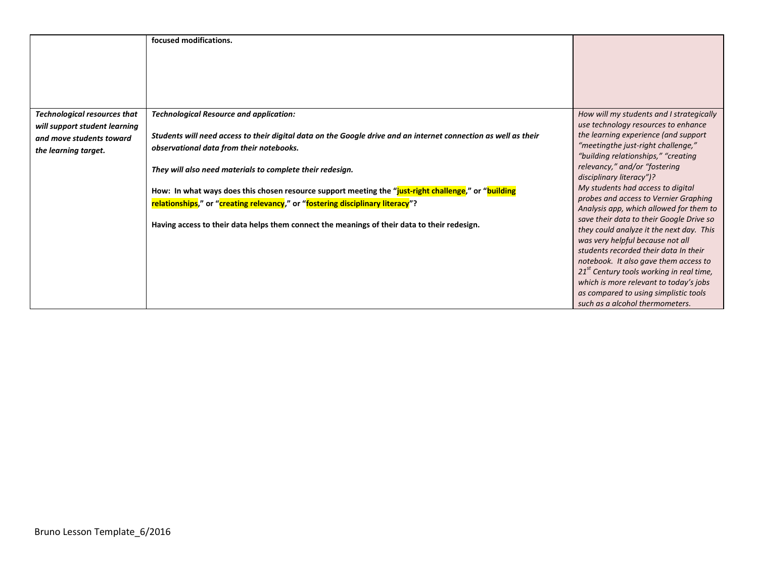| | | |
|---|---|---|
| | **focused modifications.** | |
| ***Technological resources that will support student learning and move students toward the learning target.*** | ***Technological Resource and application:***<br><br>***Students will need access to their digital data on the Google drive and an internet connection as well as their observational data from their notebooks.***<br><br>***They will also need materials to complete their redesign.***<br><br>**How: In what ways does this chosen resource support meeting the "just-right challenge," or "building relationships," or "creating relevancy," or "fostering disciplinary literacy"?**<br><br>**Having access to their data helps them connect the meanings of their data to their redesign.** | *How will my students and I strategically use technology resources to enhance the learning experience (and support "meetingthe just-right challenge," "building relationships," "creating relevancy," and/or "fostering disciplinary literacy")?*<br>*My students had access to digital probes and access to Vernier Graphing Analysis app, which allowed for them to save their data to their Google Drive so they could analyze it the next day. This was very helpful because not all students recorded their data In their notebook. It also gave them access to 21st Century tools working in real time, which is more relevant to today's jobs as compared to using simplistic tools such as a alcohol thermometers.* |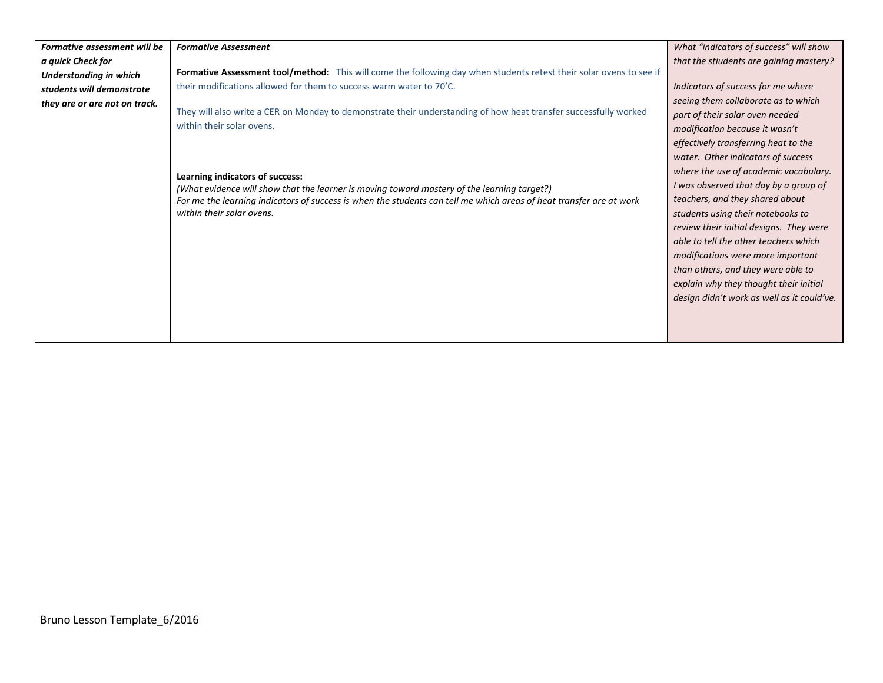| *Formative assessment will be a quick Check for Understanding in which students will demonstrate they are or are not on track.* | ***Formative Assessment***<br><br>**Formative Assessment tool/method:** This will come the following day when students retest their solar ovens to see if their modifications allowed for them to success warm water to 70'C.<br><br>They will also write a CER on Monday to demonstrate their understanding of how heat transfer successfully worked within their solar ovens.<br><br>**Learning indicators of success:**<br>*(What evidence will show that the learner is moving toward mastery of the learning target?)*<br>*For me the learning indicators of success is when the students can tell me which areas of heat transfer are at work within their solar ovens.* | *What "indicators of success" will show that the stiudents are gaining mastery?*<br><br>*Indicators of success for me where seeing them collaborate as to which part of their solar oven needed modification because it wasn't effectively transferring heat to the water. Other indicators of success where the use of academic vocabulary. I was observed that day by a group of teachers, and they shared about students using their notebooks to review their initial designs. They were able to tell the other teachers which modifications were more important than others, and they were able to explain why they thought their initial design didn't work as well as it could've.* |
|---|---|---|

Bruno Lesson Template_6/2016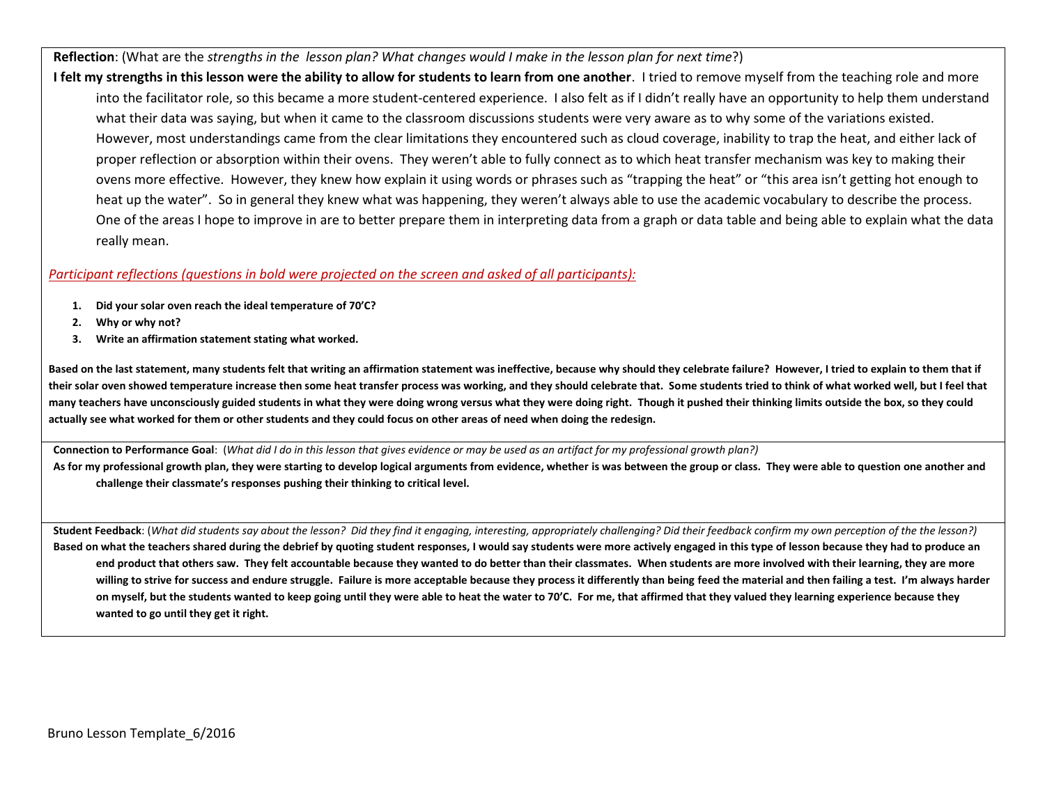**Reflection**: (What are the *strengths in the lesson plan? What changes would I make in the lesson plan for next time*?)

**I felt my strengths in this lesson were the ability to allow for students to learn from one another**. I tried to remove myself from the teaching role and more into the facilitator role, so this became a more student-centered experience. I also felt as if I didn't really have an opportunity to help them understand what their data was saying, but when it came to the classroom discussions students were very aware as to why some of the variations existed. However, most understandings came from the clear limitations they encountered such as cloud coverage, inability to trap the heat, and either lack of proper reflection or absorption within their ovens. They weren't able to fully connect as to which heat transfer mechanism was key to making their ovens more effective. However, they knew how explain it using words or phrases such as "trapping the heat" or "this area isn't getting hot enough to heat up the water". So in general they knew what was happening, they weren't always able to use the academic vocabulary to describe the process. One of the areas I hope to improve in are to better prepare them in interpreting data from a graph or data table and being able to explain what the data really mean.

*Participant reflections (questions in bold were projected on the screen and asked of all participants):*

1. **Did your solar oven reach the ideal temperature of 70'C?**
2. **Why or why not?**
3. **Write an affirmation statement stating what worked.**

**Based on the last statement, many students felt that writing an affirmation statement was ineffective, because why should they celebrate failure? However, I tried to explain to them that if their solar oven showed temperature increase then some heat transfer process was working, and they should celebrate that. Some students tried to think of what worked well, but I feel that many teachers have unconsciously guided students in what they were doing wrong versus what they were doing right. Though it pushed their thinking limits outside the box, so they could actually see what worked for them or other students and they could focus on other areas of need when doing the redesign.**

**Connection to Performance Goal**: (*What did I do in this lesson that gives evidence or may be used as an artifact for my professional growth plan?)*

**As for my professional growth plan, they were starting to develop logical arguments from evidence, whether is was between the group or class. They were able to question one another and challenge their classmate's responses pushing their thinking to critical level.**

**Student Feedback**: (*What did students say about the lesson? Did they find it engaging, interesting, appropriately challenging? Did their feedback confirm my own perception of the the lesson?)*

**Based on what the teachers shared during the debrief by quoting student responses, I would say students were more actively engaged in this type of lesson because they had to produce an end product that others saw. They felt accountable because they wanted to do better than their classmates. When students are more involved with their learning, they are more willing to strive for success and endure struggle. Failure is more acceptable because they process it differently than being feed the material and then failing a test. I'm always harder on myself, but the students wanted to keep going until they were able to heat the water to 70'C. For me, that affirmed that they valued they learning experience because they wanted to go until they get it right.**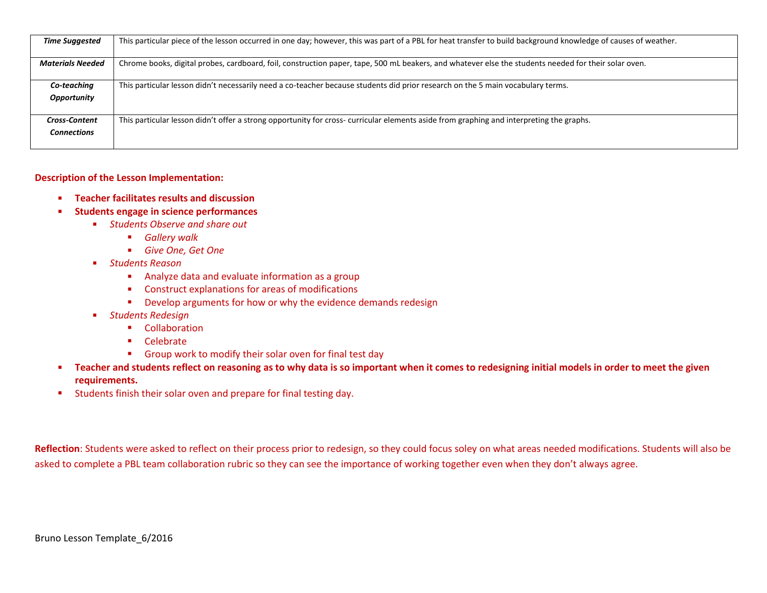| | |
|---|---|
| ***Time Suggested*** | This particular piece of the lesson occurred in one day; however, this was part of a PBL for heat transfer to build background knowledge of causes of weather. |
| ***Materials Needed*** | Chrome books, digital probes, cardboard, foil, construction paper, tape, 500 mL beakers, and whatever else the students needed for their solar oven. |
| ***Co-teaching Opportunity*** | This particular lesson didn't necessarily need a co-teacher because students did prior research on the 5 main vocabulary terms. |
| ***Cross-Content Connections*** | This particular lesson didn't offer a strong opportunity for cross- curricular elements aside from graphing and interpreting the graphs. |

**Description of the Lesson Implementation:**

- **Teacher facilitates results and discussion**
- **Students engage in science performances**
  - *Students Observe and share out*
    - *Gallery walk*
    - *Give One, Get One*
  - *Students Reason*
    - Analyze data and evaluate information as a group
    - Construct explanations for areas of modifications
    - Develop arguments for how or why the evidence demands redesign
  - *Students Redesign*
    - Collaboration
    - Celebrate
    - Group work to modify their solar oven for final test day
- **Teacher and students reflect on reasoning as to why data is so important when it comes to redesigning initial models in order to meet the given requirements.**
- Students finish their solar oven and prepare for final testing day.

**Reflection**: Students were asked to reflect on their process prior to redesign, so they could focus soley on what areas needed modifications. Students will also be asked to complete a PBL team collaboration rubric so they can see the importance of working together even when they don't always agree.